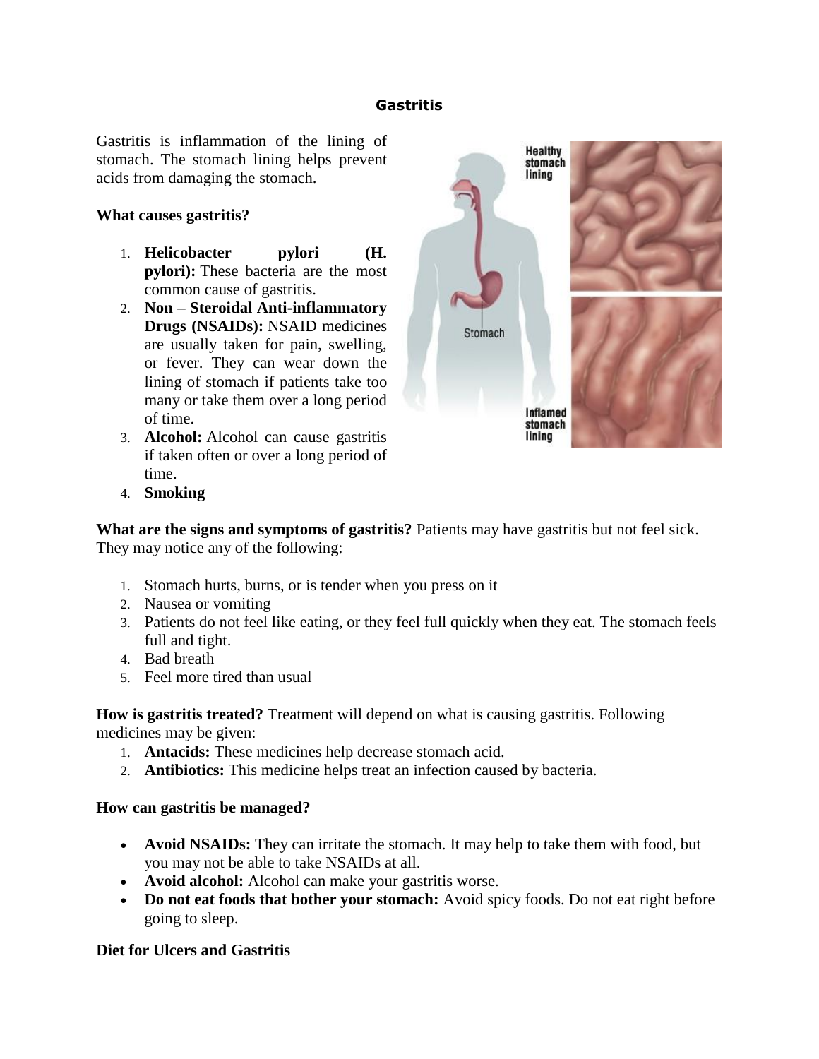# Gastritis

Gastritis is inflammation of the lining of stomach. The stomach lining helps prevent acids from damaging the stomach.

**What causes gastritis?**

1. **Helicobacter pylori (H. pylori):** These bacteria are the most common cause of gastritis.
2. **Non – Steroidal Anti-inflammatory Drugs (NSAIDs):** NSAID medicines are usually taken for pain, swelling, or fever. They can wear down the lining of stomach if patients take too many or take them over a long period of time.
3. **Alcohol:** Alcohol can cause gastritis if taken often or over a long period of time.
4. **Smoking**

**What are the signs and symptoms of gastritis?** Patients may have gastritis but not feel sick. They may notice any of the following:

1. Stomach hurts, burns, or is tender when you press on it
2. Nausea or vomiting
3. Patients do not feel like eating, or they feel full quickly when they eat. The stomach feels full and tight.
4. Bad breath
5. Feel more tired than usual

**How is gastritis treated?** Treatment will depend on what is causing gastritis. Following medicines may be given:

1. **Antacids:** These medicines help decrease stomach acid.
2. **Antibiotics:** This medicine helps treat an infection caused by bacteria.

**How can gastritis be managed?**

- **Avoid NSAIDs:** They can irritate the stomach. It may help to take them with food, but you may not be able to take NSAIDs at all.
- **Avoid alcohol:** Alcohol can make your gastritis worse.
- **Do not eat foods that bother your stomach:** Avoid spicy foods. Do not eat right before going to sleep.

**Diet for Ulcers and Gastritis**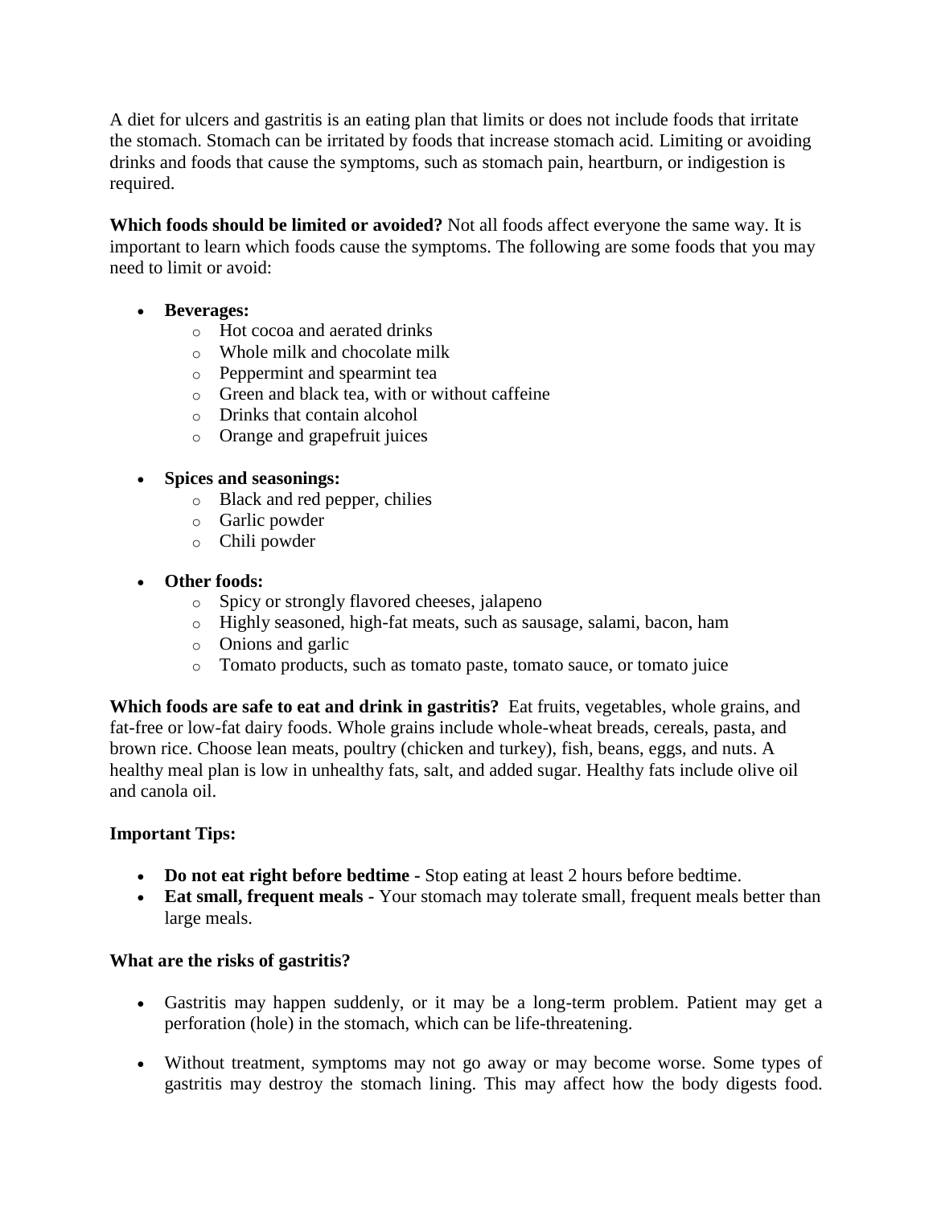A diet for ulcers and gastritis is an eating plan that limits or does not include foods that irritate the stomach. Stomach can be irritated by foods that increase stomach acid. Limiting or avoiding drinks and foods that cause the symptoms, such as stomach pain, heartburn, or indigestion is required.

**Which foods should be limited or avoided?** Not all foods affect everyone the same way. It is important to learn which foods cause the symptoms. The following are some foods that you may need to limit or avoid:

- **Beverages:**
  - Hot cocoa and aerated drinks
  - Whole milk and chocolate milk
  - Peppermint and spearmint tea
  - Green and black tea, with or without caffeine
  - Drinks that contain alcohol
  - Orange and grapefruit juices

- **Spices and seasonings:**
  - Black and red pepper, chilies
  - Garlic powder
  - Chili powder

- **Other foods:**
  - Spicy or strongly flavored cheeses, jalapeno
  - Highly seasoned, high-fat meats, such as sausage, salami, bacon, ham
  - Onions and garlic
  - Tomato products, such as tomato paste, tomato sauce, or tomato juice

**Which foods are safe to eat and drink in gastritis?** Eat fruits, vegetables, whole grains, and fat-free or low-fat dairy foods. Whole grains include whole-wheat breads, cereals, pasta, and brown rice. Choose lean meats, poultry (chicken and turkey), fish, beans, eggs, and nuts. A healthy meal plan is low in unhealthy fats, salt, and added sugar. Healthy fats include olive oil and canola oil.

**Important Tips:**

- **Do not eat right before bedtime -** Stop eating at least 2 hours before bedtime.
- **Eat small, frequent meals -** Your stomach may tolerate small, frequent meals better than large meals.

**What are the risks of gastritis?**

- Gastritis may happen suddenly, or it may be a long-term problem. Patient may get a perforation (hole) in the stomach, which can be life-threatening.

- Without treatment, symptoms may not go away or may become worse. Some types of gastritis may destroy the stomach lining. This may affect how the body digests food.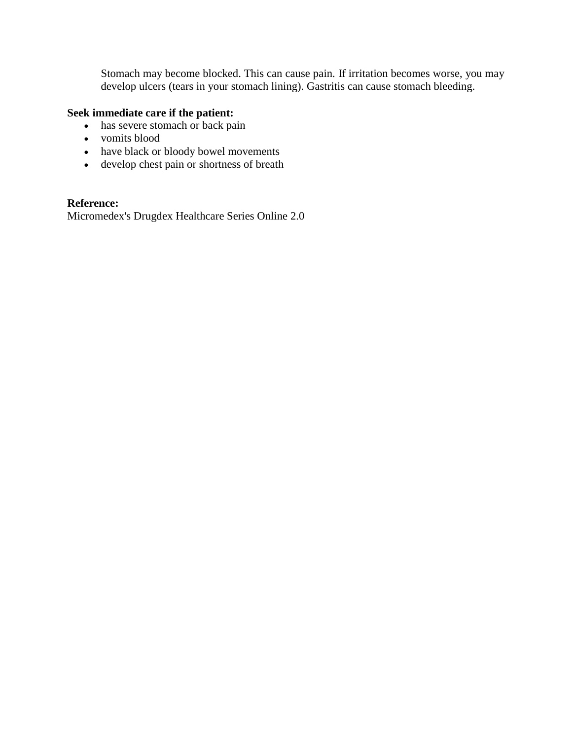Stomach may become blocked. This can cause pain. If irritation becomes worse, you may develop ulcers (tears in your stomach lining). Gastritis can cause stomach bleeding.

**Seek immediate care if the patient:**

- has severe stomach or back pain
- vomits blood
- have black or bloody bowel movements
- develop chest pain or shortness of breath

**Reference:**
Micromedex's Drugdex Healthcare Series Online 2.0